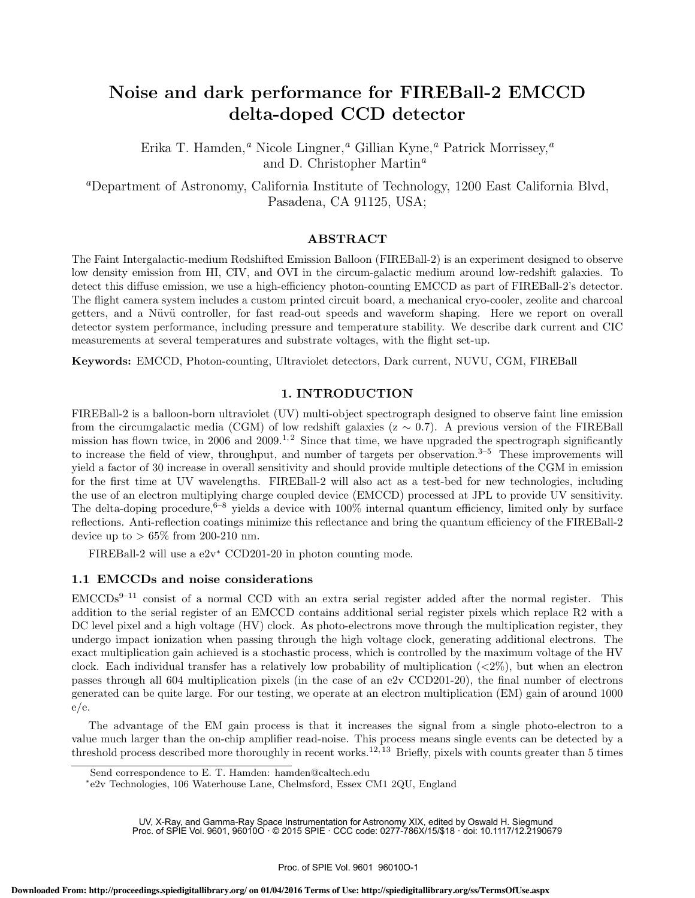# Noise and dark performance for FIREBall-2 EMCCD delta-doped CCD detector

Erika T. Hamden,[a] Nicole Lingner,[a] Gillian Kyne,[a] Patrick Morrissey,[a] and D. Christopher Martin[a]

[a]Department of Astronomy, California Institute of Technology, 1200 East California Blvd, Pasadena, CA 91125, USA;

## ABSTRACT

The Faint Intergalactic-medium Redshifted Emission Balloon (FIREBall-2) is an experiment designed to observe low density emission from HI, CIV, and OVI in the circum-galactic medium around low-redshift galaxies. To detect this diffuse emission, we use a high-efficiency photon-counting EMCCD as part of FIREBall-2's detector. The flight camera system includes a custom printed circuit board, a mechanical cryo-cooler, zeolite and charcoal getters, and a Nüvü controller, for fast read-out speeds and waveform shaping. Here we report on overall detector system performance, including pressure and temperature stability. We describe dark current and CIC measurements at several temperatures and substrate voltages, with the flight set-up.

**Keywords:** EMCCD, Photon-counting, Ultraviolet detectors, Dark current, NUVU, CGM, FIREBall

## 1. INTRODUCTION

FIREBall-2 is a balloon-born ultraviolet (UV) multi-object spectrograph designed to observe faint line emission from the circumgalactic media (CGM) of low redshift galaxies (z ∼ 0.7). A previous version of the FIREBall mission has flown twice, in 2006 and 2009.[1,2] Since that time, we have upgraded the spectrograph significantly to increase the field of view, throughput, and number of targets per observation.[3–5] These improvements will yield a factor of 30 increase in overall sensitivity and should provide multiple detections of the CGM in emission for the first time at UV wavelengths. FIREBall-2 will also act as a test-bed for new technologies, including the use of an electron multiplying charge coupled device (EMCCD) processed at JPL to provide UV sensitivity. The delta-doping procedure,[6–8] yields a device with 100% internal quantum efficiency, limited only by surface reflections. Anti-reflection coatings minimize this reflectance and bring the quantum efficiency of the FIREBall-2 device up to > 65% from 200-210 nm.

FIREBall-2 will use a e2v* CCD201-20 in photon counting mode.

### 1.1 EMCCDs and noise considerations

EMCCDs[9–11] consist of a normal CCD with an extra serial register added after the normal register. This addition to the serial register of an EMCCD contains additional serial register pixels which replace R2 with a DC level pixel and a high voltage (HV) clock. As photo-electrons move through the multiplication register, they undergo impact ionization when passing through the high voltage clock, generating additional electrons. The exact multiplication gain achieved is a stochastic process, which is controlled by the maximum voltage of the HV clock. Each individual transfer has a relatively low probability of multiplication (<2%), but when an electron passes through all 604 multiplication pixels (in the case of an e2v CCD201-20), the final number of electrons generated can be quite large. For our testing, we operate at an electron multiplication (EM) gain of around 1000 e/e.

The advantage of the EM gain process is that it increases the signal from a single photo-electron to a value much larger than the on-chip amplifier read-noise. This process means single events can be detected by a threshold process described more thoroughly in recent works.[12,13] Briefly, pixels with counts greater than 5 times

Send correspondence to E. T. Hamden: hamden@caltech.edu

*e2v Technologies, 106 Waterhouse Lane, Chelmsford, Essex CM1 2QU, England

UV, X-Ray, and Gamma-Ray Space Instrumentation for Astronomy XIX, edited by Oswald H. Siegmund Proc. of SPIE Vol. 9601, 96010O · © 2015 SPIE · CCC code: 0277-786X/15/$18 · doi: 10.1117/12.2190679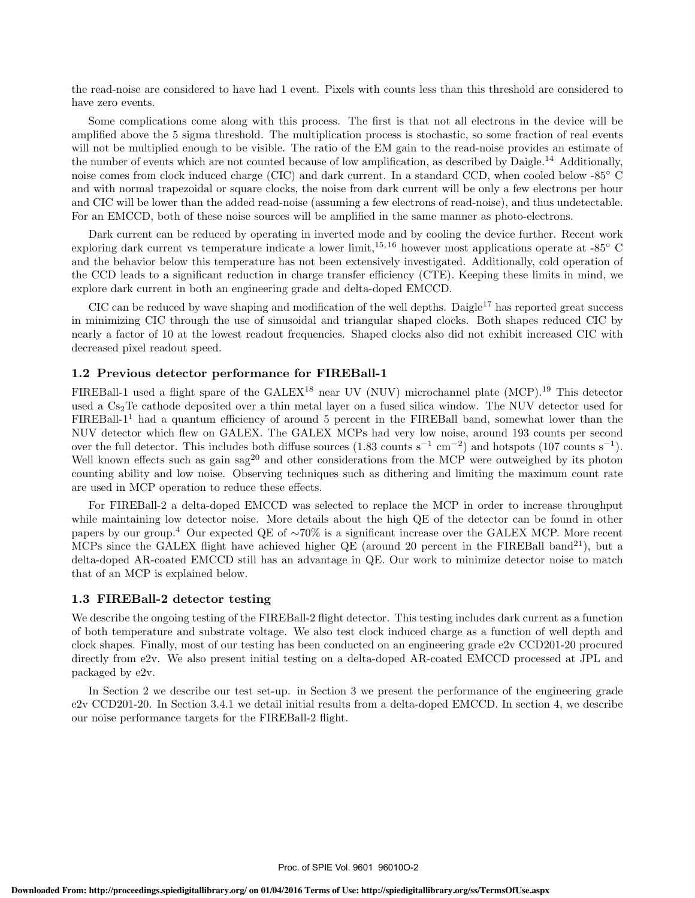the read-noise are considered to have had 1 event. Pixels with counts less than this threshold are considered to have zero events.

Some complications come along with this process. The first is that not all electrons in the device will be amplified above the 5 sigma threshold. The multiplication process is stochastic, so some fraction of real events will not be multiplied enough to be visible. The ratio of the EM gain to the read-noise provides an estimate of the number of events which are not counted because of low amplification, as described by Daigle.[14] Additionally, noise comes from clock induced charge (CIC) and dark current. In a standard CCD, when cooled below -85° C and with normal trapezoidal or square clocks, the noise from dark current will be only a few electrons per hour and CIC will be lower than the added read-noise (assuming a few electrons of read-noise), and thus undetectable. For an EMCCD, both of these noise sources will be amplified in the same manner as photo-electrons.

Dark current can be reduced by operating in inverted mode and by cooling the device further. Recent work exploring dark current vs temperature indicate a lower limit,[15,16] however most applications operate at -85° C and the behavior below this temperature has not been extensively investigated. Additionally, cold operation of the CCD leads to a significant reduction in charge transfer efficiency (CTE). Keeping these limits in mind, we explore dark current in both an engineering grade and delta-doped EMCCD.

CIC can be reduced by wave shaping and modification of the well depths. Daigle[17] has reported great success in minimizing CIC through the use of sinusoidal and triangular shaped clocks. Both shapes reduced CIC by nearly a factor of 10 at the lowest readout frequencies. Shaped clocks also did not exhibit increased CIC with decreased pixel readout speed.

### 1.2 Previous detector performance for FIREBall-1

FIREBall-1 used a flight spare of the GALEX[18] near UV (NUV) microchannel plate (MCP).[19] This detector used a $Cs_2Te$ cathode deposited over a thin metal layer on a fused silica window. The NUV detector used for FIREBall-1[1] had a quantum efficiency of around 5 percent in the FIREBall band, somewhat lower than the NUV detector which flew on GALEX. The GALEX MCPs had very low noise, around 193 counts per second over the full detector. This includes both diffuse sources (1.83 counts $s^{-1}$ $cm^{-2}$) and hotspots (107 counts $s^{-1}$). Well known effects such as gain sag[20] and other considerations from the MCP were outweighed by its photon counting ability and low noise. Observing techniques such as dithering and limiting the maximum count rate are used in MCP operation to reduce these effects.

For FIREBall-2 a delta-doped EMCCD was selected to replace the MCP in order to increase throughput while maintaining low detector noise. More details about the high QE of the detector can be found in other papers by our group.[4] Our expected QE of ~70% is a significant increase over the GALEX MCP. More recent MCPs since the GALEX flight have achieved higher QE (around 20 percent in the FIREBall band[21]), but a delta-doped AR-coated EMCCD still has an advantage in QE. Our work to minimize detector noise to match that of an MCP is explained below.

### 1.3 FIREBall-2 detector testing

We describe the ongoing testing of the FIREBall-2 flight detector. This testing includes dark current as a function of both temperature and substrate voltage. We also test clock induced charge as a function of well depth and clock shapes. Finally, most of our testing has been conducted on an engineering grade e2v CCD201-20 procured directly from e2v. We also present initial testing on a delta-doped AR-coated EMCCD processed at JPL and packaged by e2v.

In Section 2 we describe our test set-up. in Section 3 we present the performance of the engineering grade e2v CCD201-20. In Section 3.4.1 we detail initial results from a delta-doped EMCCD. In section 4, we describe our noise performance targets for the FIREBall-2 flight.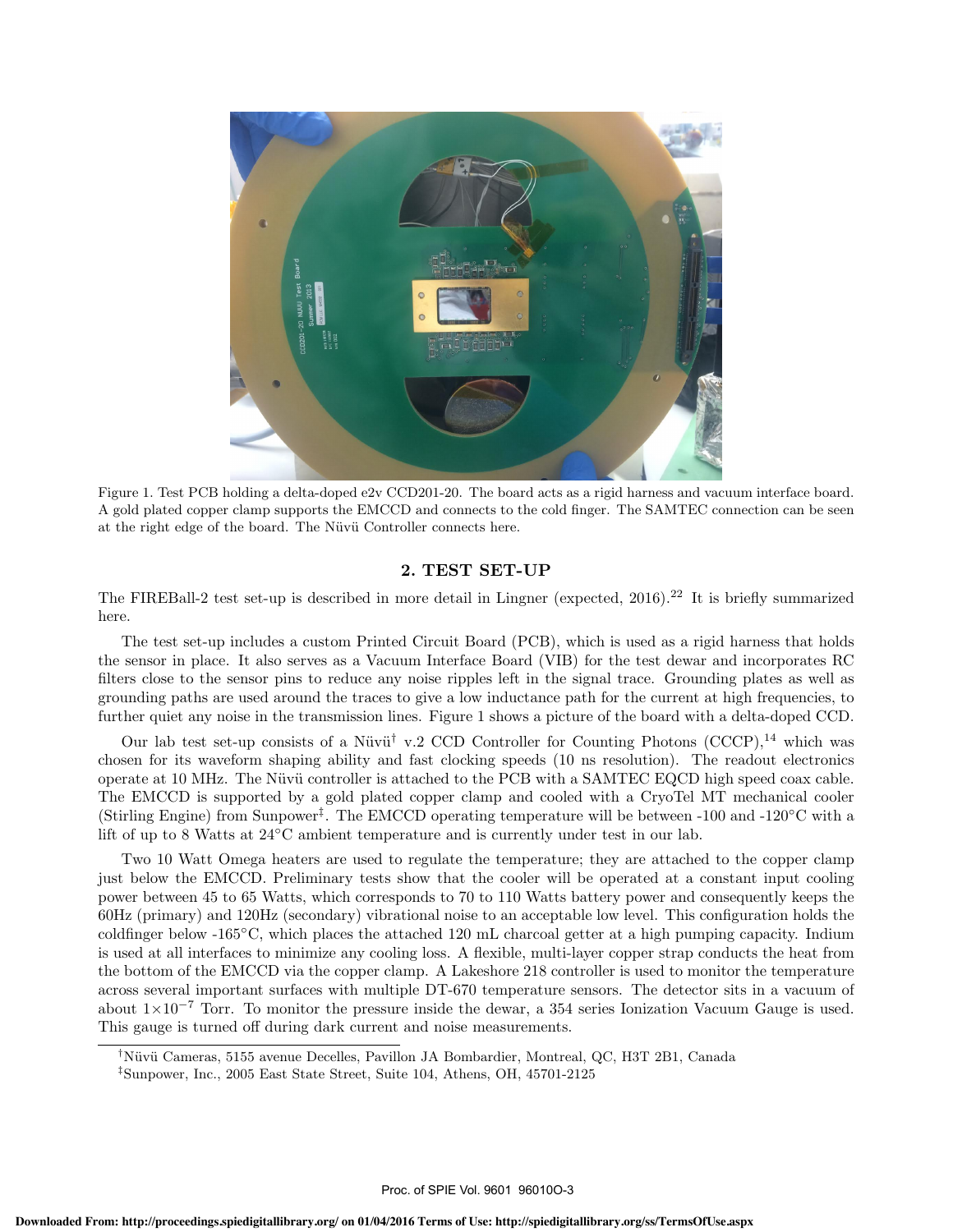Figure 1. Test PCB holding a delta-doped e2v CCD201-20. The board acts as a rigid harness and vacuum interface board. A gold plated copper clamp supports the EMCCD and connects to the cold finger. The SAMTEC connection can be seen at the right edge of the board. The Nüvü Controller connects here.

## 2. TEST SET-UP

The FIREBall-2 test set-up is described in more detail in Lingner (expected, 2016).[22] It is briefly summarized here.

The test set-up includes a custom Printed Circuit Board (PCB), which is used as a rigid harness that holds the sensor in place. It also serves as a Vacuum Interface Board (VIB) for the test dewar and incorporates RC filters close to the sensor pins to reduce any noise ripples left in the signal trace. Grounding plates as well as grounding paths are used around the traces to give a low inductance path for the current at high frequencies, to further quiet any noise in the transmission lines. Figure 1 shows a picture of the board with a delta-doped CCD.

Our lab test set-up consists of a Nüvü[†] v.2 CCD Controller for Counting Photons (CCCP),[14] which was chosen for its waveform shaping ability and fast clocking speeds (10 ns resolution). The readout electronics operate at 10 MHz. The Nüvü controller is attached to the PCB with a SAMTEC EQCD high speed coax cable. The EMCCD is supported by a gold plated copper clamp and cooled with a CryoTel MT mechanical cooler (Stirling Engine) from Sunpower[‡]. The EMCCD operating temperature will be between -100 and -120°C with a lift of up to 8 Watts at 24°C ambient temperature and is currently under test in our lab.

Two 10 Watt Omega heaters are used to regulate the temperature; they are attached to the copper clamp just below the EMCCD. Preliminary tests show that the cooler will be operated at a constant input cooling power between 45 to 65 Watts, which corresponds to 70 to 110 Watts battery power and consequently keeps the 60Hz (primary) and 120Hz (secondary) vibrational noise to an acceptable low level. This configuration holds the coldfinger below -165°C, which places the attached 120 mL charcoal getter at a high pumping capacity. Indium is used at all interfaces to minimize any cooling loss. A flexible, multi-layer copper strap conducts the heat from the bottom of the EMCCD via the copper clamp. A Lakeshore 218 controller is used to monitor the temperature across several important surfaces with multiple DT-670 temperature sensors. The detector sits in a vacuum of about $1\times10^{-7}$ Torr. To monitor the pressure inside the dewar, a 354 series Ionization Vacuum Gauge is used. This gauge is turned off during dark current and noise measurements.

---

[†]Nüvü Cameras, 5155 avenue Decelles, Pavillon JA Bombardier, Montreal, QC, H3T 2B1, Canada

[‡]Sunpower, Inc., 2005 East State Street, Suite 104, Athens, OH, 45701-2125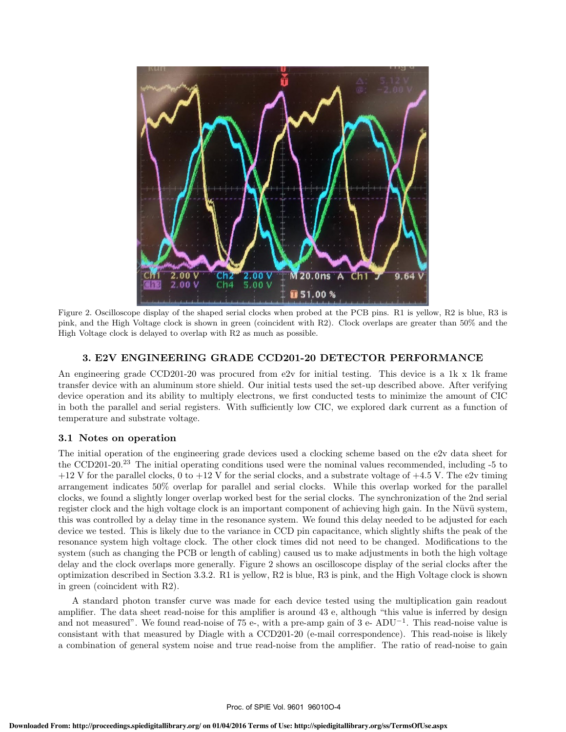Figure 2. Oscilloscope display of the shaped serial clocks when probed at the PCB pins. R1 is yellow, R2 is blue, R3 is pink, and the High Voltage clock is shown in green (coincident with R2). Clock overlaps are greater than 50% and the High Voltage clock is delayed to overlap with R2 as much as possible.

## 3. E2V ENGINEERING GRADE CCD201-20 DETECTOR PERFORMANCE

An engineering grade CCD201-20 was procured from e2v for initial testing. This device is a 1k x 1k frame transfer device with an aluminum store shield. Our initial tests used the set-up described above. After verifying device operation and its ability to multiply electrons, we first conducted tests to minimize the amount of CIC in both the parallel and serial registers. With sufficiently low CIC, we explored dark current as a function of temperature and substrate voltage.

### 3.1 Notes on operation

The initial operation of the engineering grade devices used a clocking scheme based on the e2v data sheet for the CCD201-20.[23] The initial operating conditions used were the nominal values recommended, including -5 to +12 V for the parallel clocks, 0 to +12 V for the serial clocks, and a substrate voltage of +4.5 V. The e2v timing arrangement indicates 50% overlap for parallel and serial clocks. While this overlap worked for the parallel clocks, we found a slightly longer overlap worked best for the serial clocks. The synchronization of the 2nd serial register clock and the high voltage clock is an important component of achieving high gain. In the Nüvü system, this was controlled by a delay time in the resonance system. We found this delay needed to be adjusted for each device we tested. This is likely due to the variance in CCD pin capacitance, which slightly shifts the peak of the resonance system high voltage clock. The other clock times did not need to be changed. Modifications to the system (such as changing the PCB or length of cabling) caused us to make adjustments in both the high voltage delay and the clock overlaps more generally. Figure 2 shows an oscilloscope display of the serial clocks after the optimization described in Section 3.3.2. R1 is yellow, R2 is blue, R3 is pink, and the High Voltage clock is shown in green (coincident with R2).

A standard photon transfer curve was made for each device tested using the multiplication gain readout amplifier. The data sheet read-noise for this amplifier is around 43 e, although "this value is inferred by design and not measured". We found read-noise of 75 e-, with a pre-amp gain of 3 e- ADU$^{-1}$. This read-noise value is consistant with that measured by Diagle with a CCD201-20 (e-mail correspondence). This read-noise is likely a combination of general system noise and true read-noise from the amplifier. The ratio of read-noise to gain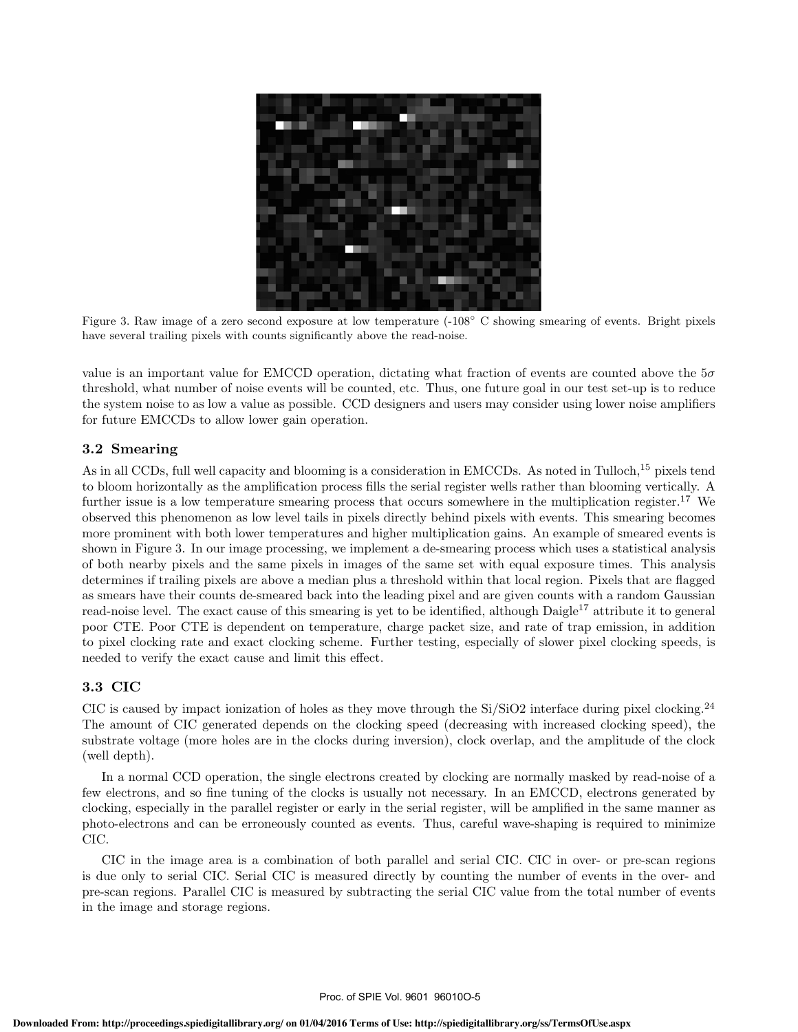Figure 3. Raw image of a zero second exposure at low temperature (-108° C showing smearing of events. Bright pixels have several trailing pixels with counts significantly above the read-noise.

value is an important value for EMCCD operation, dictating what fraction of events are counted above the $5\sigma$ threshold, what number of noise events will be counted, etc. Thus, one future goal in our test set-up is to reduce the system noise to as low a value as possible. CCD designers and users may consider using lower noise amplifiers for future EMCCDs to allow lower gain operation.

### 3.2 Smearing

As in all CCDs, full well capacity and blooming is a consideration in EMCCDs. As noted in Tulloch,[15] pixels tend to bloom horizontally as the amplification process fills the serial register wells rather than blooming vertically. A further issue is a low temperature smearing process that occurs somewhere in the multiplication register.[17] We observed this phenomenon as low level tails in pixels directly behind pixels with events. This smearing becomes more prominent with both lower temperatures and higher multiplication gains. An example of smeared events is shown in Figure 3. In our image processing, we implement a de-smearing process which uses a statistical analysis of both nearby pixels and the same pixels in images of the same set with equal exposure times. This analysis determines if trailing pixels are above a median plus a threshold within that local region. Pixels that are flagged as smears have their counts de-smeared back into the leading pixel and are given counts with a random Gaussian read-noise level. The exact cause of this smearing is yet to be identified, although Daigle[17] attribute it to general poor CTE. Poor CTE is dependent on temperature, charge packet size, and rate of trap emission, in addition to pixel clocking rate and exact clocking scheme. Further testing, especially of slower pixel clocking speeds, is needed to verify the exact cause and limit this effect.

### 3.3 CIC

CIC is caused by impact ionization of holes as they move through the Si/SiO2 interface during pixel clocking.[24] The amount of CIC generated depends on the clocking speed (decreasing with increased clocking speed), the substrate voltage (more holes are in the clocks during inversion), clock overlap, and the amplitude of the clock (well depth).

In a normal CCD operation, the single electrons created by clocking are normally masked by read-noise of a few electrons, and so fine tuning of the clocks is usually not necessary. In an EMCCD, electrons generated by clocking, especially in the parallel register or early in the serial register, will be amplified in the same manner as photo-electrons and can be erroneously counted as events. Thus, careful wave-shaping is required to minimize CIC.

CIC in the image area is a combination of both parallel and serial CIC. CIC in over- or pre-scan regions is due only to serial CIC. Serial CIC is measured directly by counting the number of events in the over- and pre-scan regions. Parallel CIC is measured by subtracting the serial CIC value from the total number of events in the image and storage regions.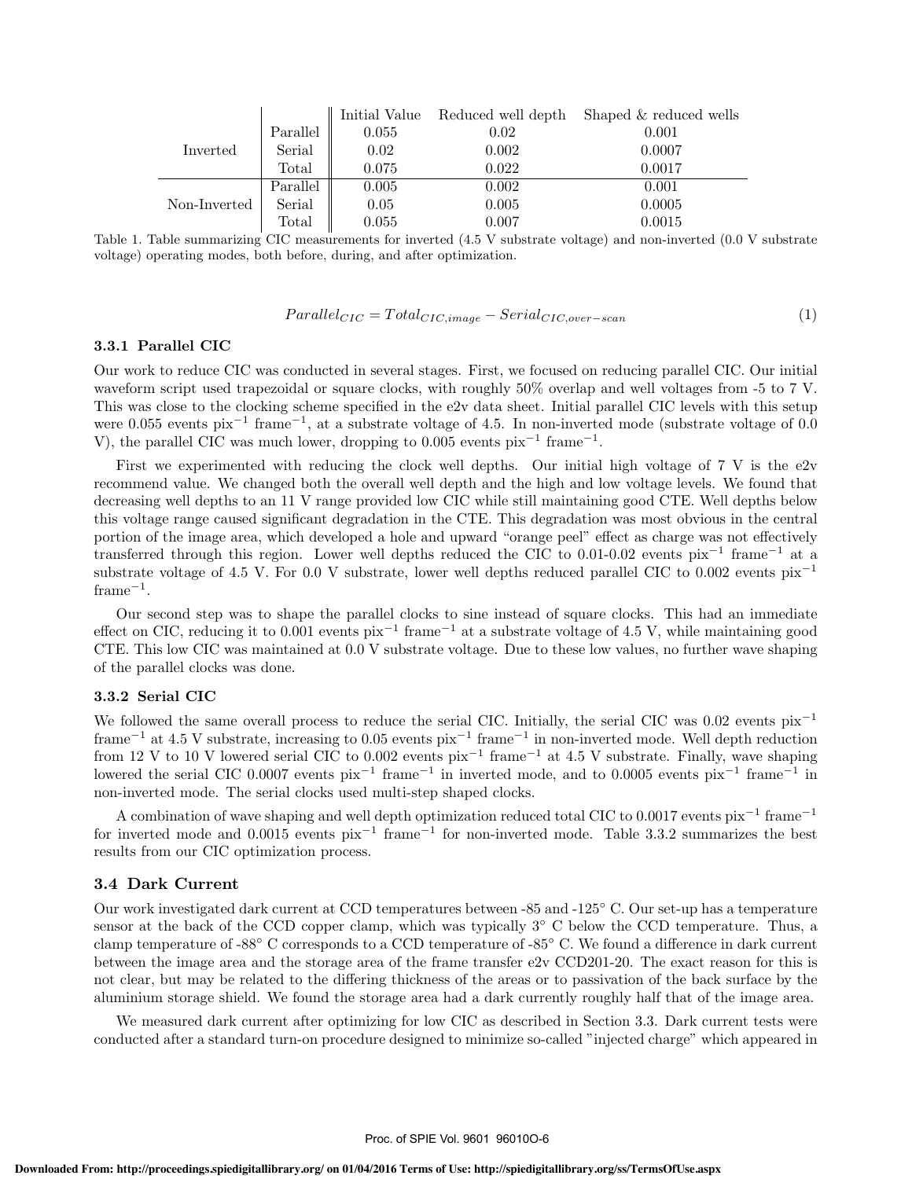| | | Initial Value | Reduced well depth | Shaped & reduced wells |
|---|---|---|---|---|
| Inverted | Parallel | 0.055 | 0.02 | 0.001 |
| | Serial | 0.02 | 0.002 | 0.0007 |
| | Total | 0.075 | 0.022 | 0.0017 |
| Non-Inverted | Parallel | 0.005 | 0.002 | 0.001 |
| | Serial | 0.05 | 0.005 | 0.0005 |
| | Total | 0.055 | 0.007 | 0.0015 |

Table 1. Table summarizing CIC measurements for inverted (4.5 V substrate voltage) and non-inverted (0.0 V substrate voltage) operating modes, both before, during, and after optimization.

$$Parallel_{CIC} = Total_{CIC,image} - Serial_{CIC,over-scan} \tag{1}$$

### 3.3.1 Parallel CIC

Our work to reduce CIC was conducted in several stages. First, we focused on reducing parallel CIC. Our initial waveform script used trapezoidal or square clocks, with roughly 50% overlap and well voltages from -5 to 7 V. This was close to the clocking scheme specified in the e2v data sheet. Initial parallel CIC levels with this setup were 0.055 events pix$^{-1}$ frame$^{-1}$, at a substrate voltage of 4.5. In non-inverted mode (substrate voltage of 0.0 V), the parallel CIC was much lower, dropping to 0.005 events pix$^{-1}$ frame$^{-1}$.

First we experimented with reducing the clock well depths. Our initial high voltage of 7 V is the e2v recommend value. We changed both the overall well depth and the high and low voltage levels. We found that decreasing well depths to an 11 V range provided low CIC while still maintaining good CTE. Well depths below this voltage range caused significant degradation in the CTE. This degradation was most obvious in the central portion of the image area, which developed a hole and upward "orange peel" effect as charge was not effectively transferred through this region. Lower well depths reduced the CIC to 0.01-0.02 events pix$^{-1}$ frame$^{-1}$ at a substrate voltage of 4.5 V. For 0.0 V substrate, lower well depths reduced parallel CIC to 0.002 events pix$^{-1}$ frame$^{-1}$.

Our second step was to shape the parallel clocks to sine instead of square clocks. This had an immediate effect on CIC, reducing it to 0.001 events pix$^{-1}$ frame$^{-1}$ at a substrate voltage of 4.5 V, while maintaining good CTE. This low CIC was maintained at 0.0 V substrate voltage. Due to these low values, no further wave shaping of the parallel clocks was done.

### 3.3.2 Serial CIC

We followed the same overall process to reduce the serial CIC. Initially, the serial CIC was 0.02 events pix$^{-1}$ frame$^{-1}$ at 4.5 V substrate, increasing to 0.05 events pix$^{-1}$ frame$^{-1}$ in non-inverted mode. Well depth reduction from 12 V to 10 V lowered serial CIC to 0.002 events pix$^{-1}$ frame$^{-1}$ at 4.5 V substrate. Finally, wave shaping lowered the serial CIC 0.0007 events pix$^{-1}$ frame$^{-1}$ in inverted mode, and to 0.0005 events pix$^{-1}$ frame$^{-1}$ in non-inverted mode. The serial clocks used multi-step shaped clocks.

A combination of wave shaping and well depth optimization reduced total CIC to 0.0017 events pix$^{-1}$ frame$^{-1}$ for inverted mode and 0.0015 events pix$^{-1}$ frame$^{-1}$ for non-inverted mode. Table 3.3.2 summarizes the best results from our CIC optimization process.

## 3.4 Dark Current

Our work investigated dark current at CCD temperatures between -85 and -125° C. Our set-up has a temperature sensor at the back of the CCD copper clamp, which was typically 3° C below the CCD temperature. Thus, a clamp temperature of -88° C corresponds to a CCD temperature of -85° C. We found a difference in dark current between the image area and the storage area of the frame transfer e2v CCD201-20. The exact reason for this is not clear, but may be related to the differing thickness of the areas or to passivation of the back surface by the aluminium storage shield. We found the storage area had a dark currently roughly half that of the image area.

We measured dark current after optimizing for low CIC as described in Section 3.3. Dark current tests were conducted after a standard turn-on procedure designed to minimize so-called "injected charge" which appeared in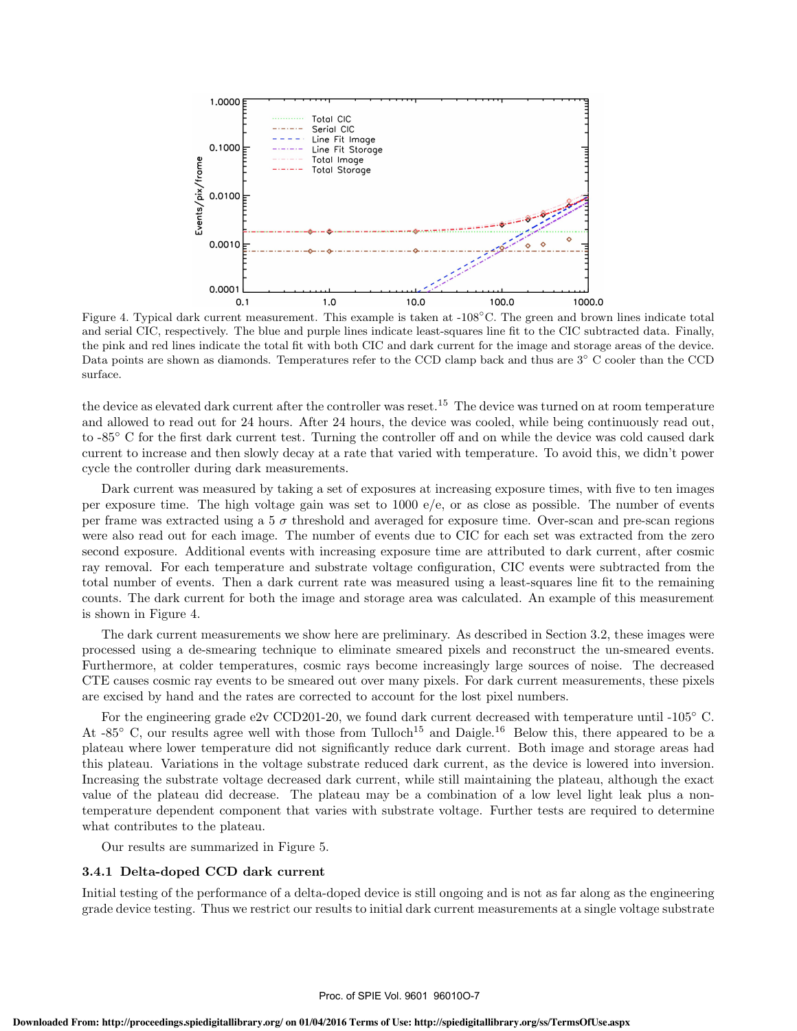Figure 4. Typical dark current measurement. This example is taken at -108°C. The green and brown lines indicate total and serial CIC, respectively. The blue and purple lines indicate least-squares line fit to the CIC subtracted data. Finally, the pink and red lines indicate the total fit with both CIC and dark current for the image and storage areas of the device. Data points are shown as diamonds. Temperatures refer to the CCD clamp back and thus are 3° C cooler than the CCD surface.

the device as elevated dark current after the controller was reset.[15] The device was turned on at room temperature and allowed to read out for 24 hours. After 24 hours, the device was cooled, while being continuously read out, to -85° C for the first dark current test. Turning the controller off and on while the device was cold caused dark current to increase and then slowly decay at a rate that varied with temperature. To avoid this, we didn't power cycle the controller during dark measurements.

Dark current was measured by taking a set of exposures at increasing exposure times, with five to ten images per exposure time. The high voltage gain was set to 1000 e/e, or as close as possible. The number of events per frame was extracted using a 5 $\sigma$ threshold and averaged for exposure time. Over-scan and pre-scan regions were also read out for each image. The number of events due to CIC for each set was extracted from the zero second exposure. Additional events with increasing exposure time are attributed to dark current, after cosmic ray removal. For each temperature and substrate voltage configuration, CIC events were subtracted from the total number of events. Then a dark current rate was measured using a least-squares line fit to the remaining counts. The dark current for both the image and storage area was calculated. An example of this measurement is shown in Figure 4.

The dark current measurements we show here are preliminary. As described in Section 3.2, these images were processed using a de-smearing technique to eliminate smeared pixels and reconstruct the un-smeared events. Furthermore, at colder temperatures, cosmic rays become increasingly large sources of noise. The decreased CTE causes cosmic ray events to be smeared out over many pixels. For dark current measurements, these pixels are excised by hand and the rates are corrected to account for the lost pixel numbers.

For the engineering grade e2v CCD201-20, we found dark current decreased with temperature until -105° C. At -85° C, our results agree well with those from Tulloch[15] and Daigle.[16] Below this, there appeared to be a plateau where lower temperature did not significantly reduce dark current. Both image and storage areas had this plateau. Variations in the voltage substrate reduced dark current, as the device is lowered into inversion. Increasing the substrate voltage decreased dark current, while still maintaining the plateau, although the exact value of the plateau did decrease. The plateau may be a combination of a low level light leak plus a non-temperature dependent component that varies with substrate voltage. Further tests are required to determine what contributes to the plateau.

Our results are summarized in Figure 5.

### 3.4.1 Delta-doped CCD dark current

Initial testing of the performance of a delta-doped device is still ongoing and is not as far along as the engineering grade device testing. Thus we restrict our results to initial dark current measurements at a single voltage substrate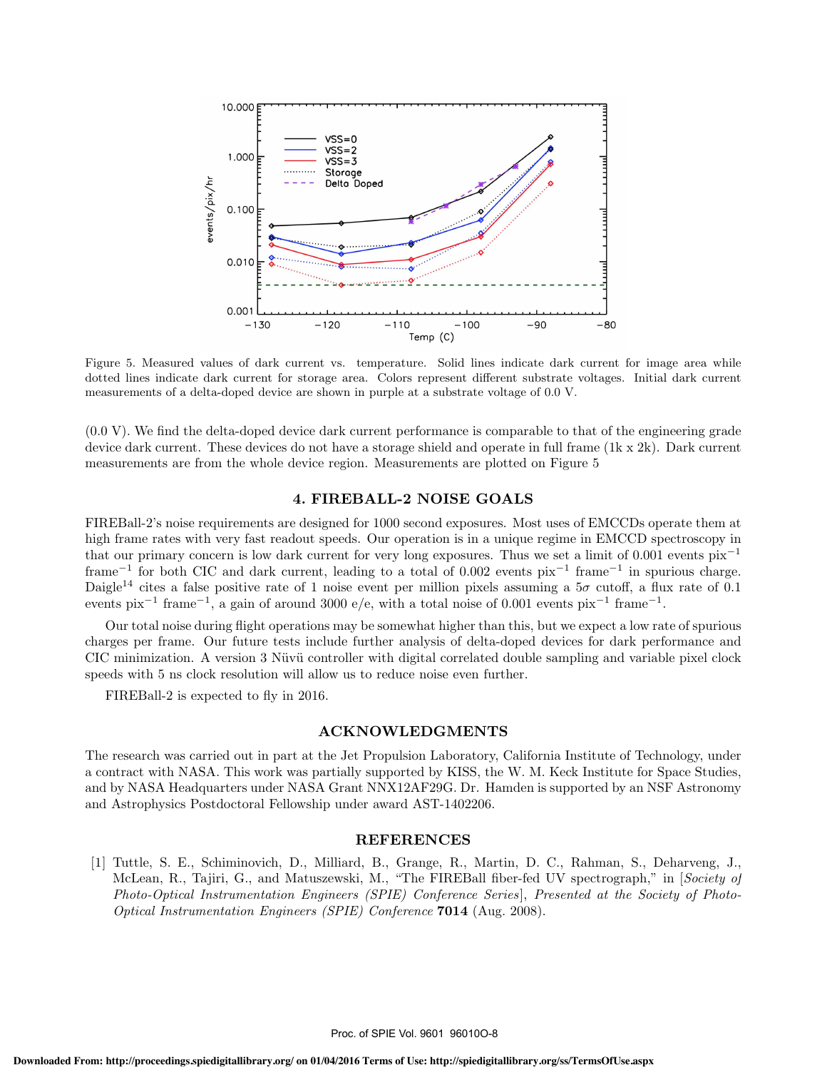Figure 5. Measured values of dark current vs. temperature. Solid lines indicate dark current for image area while dotted lines indicate dark current for storage area. Colors represent different substrate voltages. Initial dark current measurements of a delta-doped device are shown in purple at a substrate voltage of 0.0 V.

(0.0 V). We find the delta-doped device dark current performance is comparable to that of the engineering grade device dark current. These devices do not have a storage shield and operate in full frame (1k x 2k). Dark current measurements are from the whole device region. Measurements are plotted on Figure 5

## 4. FIREBALL-2 NOISE GOALS

FIREBall-2's noise requirements are designed for 1000 second exposures. Most uses of EMCCDs operate them at high frame rates with very fast readout speeds. Our operation is in a unique regime in EMCCD spectroscopy in that our primary concern is low dark current for very long exposures. Thus we set a limit of 0.001 events pix$^{-1}$ frame$^{-1}$ for both CIC and dark current, leading to a total of 0.002 events pix$^{-1}$ frame$^{-1}$ in spurious charge. Daigle[14] cites a false positive rate of 1 noise event per million pixels assuming a $5\sigma$ cutoff, a flux rate of 0.1 events pix$^{-1}$ frame$^{-1}$, a gain of around 3000 e/e, with a total noise of 0.001 events pix$^{-1}$ frame$^{-1}$.

Our total noise during flight operations may be somewhat higher than this, but we expect a low rate of spurious charges per frame. Our future tests include further analysis of delta-doped devices for dark performance and CIC minimization. A version 3 Nüvü controller with digital correlated double sampling and variable pixel clock speeds with 5 ns clock resolution will allow us to reduce noise even further.

FIREBall-2 is expected to fly in 2016.

## ACKNOWLEDGMENTS

The research was carried out in part at the Jet Propulsion Laboratory, California Institute of Technology, under a contract with NASA. This work was partially supported by KISS, the W. M. Keck Institute for Space Studies, and by NASA Headquarters under NASA Grant NNX12AF29G. Dr. Hamden is supported by an NSF Astronomy and Astrophysics Postdoctoral Fellowship under award AST-1402206.

## REFERENCES

[1] Tuttle, S. E., Schiminovich, D., Milliard, B., Grange, R., Martin, D. C., Rahman, S., Deharveng, J., McLean, R., Tajiri, G., and Matuszewski, M., "The FIREBall fiber-fed UV spectrograph," in [*Society of Photo-Optical Instrumentation Engineers (SPIE) Conference Series*], *Presented at the Society of Photo-Optical Instrumentation Engineers (SPIE) Conference* **7014** (Aug. 2008).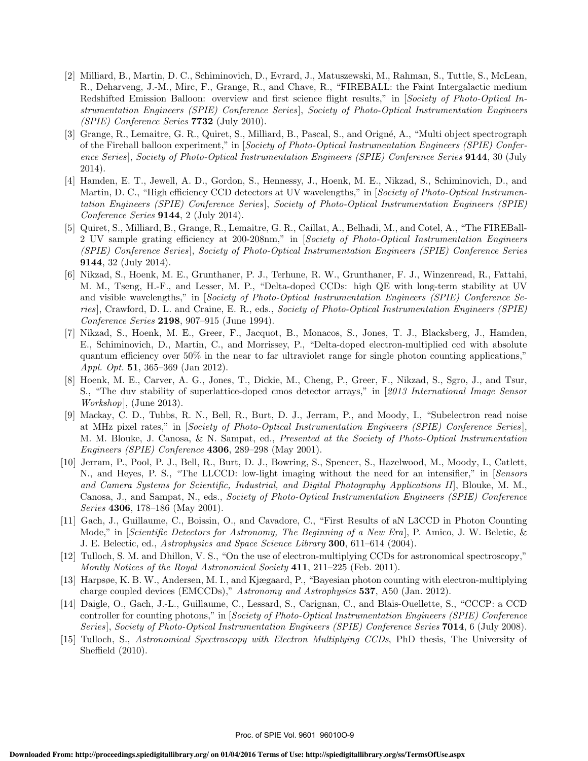[2] Milliard, B., Martin, D. C., Schiminovich, D., Evrard, J., Matuszewski, M., Rahman, S., Tuttle, S., McLean, R., Deharveng, J.-M., Mirc, F., Grange, R., and Chave, R., "FIREBALL: the Faint Intergalactic medium Redshifted Emission Balloon: overview and first science flight results," in [*Society of Photo-Optical Instrumentation Engineers (SPIE) Conference Series*], *Society of Photo-Optical Instrumentation Engineers (SPIE) Conference Series* **7732** (July 2010).

[3] Grange, R., Lemaitre, G. R., Quiret, S., Milliard, B., Pascal, S., and Origné, A., "Multi object spectrograph of the Fireball balloon experiment," in [*Society of Photo-Optical Instrumentation Engineers (SPIE) Conference Series*], *Society of Photo-Optical Instrumentation Engineers (SPIE) Conference Series* **9144**, 30 (July 2014).

[4] Hamden, E. T., Jewell, A. D., Gordon, S., Hennessy, J., Hoenk, M. E., Nikzad, S., Schiminovich, D., and Martin, D. C., "High efficiency CCD detectors at UV wavelengths," in [*Society of Photo-Optical Instrumentation Engineers (SPIE) Conference Series*], *Society of Photo-Optical Instrumentation Engineers (SPIE) Conference Series* **9144**, 2 (July 2014).

[5] Quiret, S., Milliard, B., Grange, R., Lemaitre, G. R., Caillat, A., Belhadi, M., and Cotel, A., "The FIREBall-2 UV sample grating efficiency at 200-208nm," in [*Society of Photo-Optical Instrumentation Engineers (SPIE) Conference Series*], *Society of Photo-Optical Instrumentation Engineers (SPIE) Conference Series* **9144**, 32 (July 2014).

[6] Nikzad, S., Hoenk, M. E., Grunthaner, P. J., Terhune, R. W., Grunthaner, F. J., Winzenread, R., Fattahi, M. M., Tseng, H.-F., and Lesser, M. P., "Delta-doped CCDs: high QE with long-term stability at UV and visible wavelengths," in [*Society of Photo-Optical Instrumentation Engineers (SPIE) Conference Series*], Crawford, D. L. and Craine, E. R., eds., *Society of Photo-Optical Instrumentation Engineers (SPIE) Conference Series* **2198**, 907–915 (June 1994).

[7] Nikzad, S., Hoenk, M. E., Greer, F., Jacquot, B., Monacos, S., Jones, T. J., Blacksberg, J., Hamden, E., Schiminovich, D., Martin, C., and Morrissey, P., "Delta-doped electron-multiplied ccd with absolute quantum efficiency over 50% in the near to far ultraviolet range for single photon counting applications," *Appl. Opt.* **51**, 365–369 (Jan 2012).

[8] Hoenk, M. E., Carver, A. G., Jones, T., Dickie, M., Cheng, P., Greer, F., Nikzad, S., Sgro, J., and Tsur, S., "The duv stability of superlattice-doped cmos detector arrays," in [*2013 International Image Sensor Workshop*], (June 2013).

[9] Mackay, C. D., Tubbs, R. N., Bell, R., Burt, D. J., Jerram, P., and Moody, I., "Subelectron read noise at MHz pixel rates," in [*Society of Photo-Optical Instrumentation Engineers (SPIE) Conference Series*], M. M. Blouke, J. Canosa, & N. Sampat, ed., *Presented at the Society of Photo-Optical Instrumentation Engineers (SPIE) Conference* **4306**, 289–298 (May 2001).

[10] Jerram, P., Pool, P. J., Bell, R., Burt, D. J., Bowring, S., Spencer, S., Hazelwood, M., Moody, I., Catlett, N., and Heyes, P. S., "The LLCCD: low-light imaging without the need for an intensifier," in [*Sensors and Camera Systems for Scientific, Industrial, and Digital Photography Applications II*], Blouke, M. M., Canosa, J., and Sampat, N., eds., *Society of Photo-Optical Instrumentation Engineers (SPIE) Conference Series* **4306**, 178–186 (May 2001).

[11] Gach, J., Guillaume, C., Boissin, O., and Cavadore, C., "First Results of aN L3CCD in Photon Counting Mode," in [*Scientific Detectors for Astronomy, The Beginning of a New Era*], P. Amico, J. W. Beletic, & J. E. Belectic, ed., *Astrophysics and Space Science Library* **300**, 611–614 (2004).

[12] Tulloch, S. M. and Dhillon, V. S., "On the use of electron-multiplying CCDs for astronomical spectroscopy," *Montly Notices of the Royal Astronomical Society* **411**, 211–225 (Feb. 2011).

[13] Harpsøe, K. B. W., Andersen, M. I., and Kjægaard, P., "Bayesian photon counting with electron-multiplying charge coupled devices (EMCCDs)," *Astronomy and Astrophysics* **537**, A50 (Jan. 2012).

[14] Daigle, O., Gach, J.-L., Guillaume, C., Lessard, S., Carignan, C., and Blais-Ouellette, S., "CCCP: a CCD controller for counting photons," in [*Society of Photo-Optical Instrumentation Engineers (SPIE) Conference Series*], *Society of Photo-Optical Instrumentation Engineers (SPIE) Conference Series* **7014**, 6 (July 2008).

[15] Tulloch, S., *Astronomical Spectroscopy with Electron Multiplying CCDs*, PhD thesis, The University of Sheffield (2010).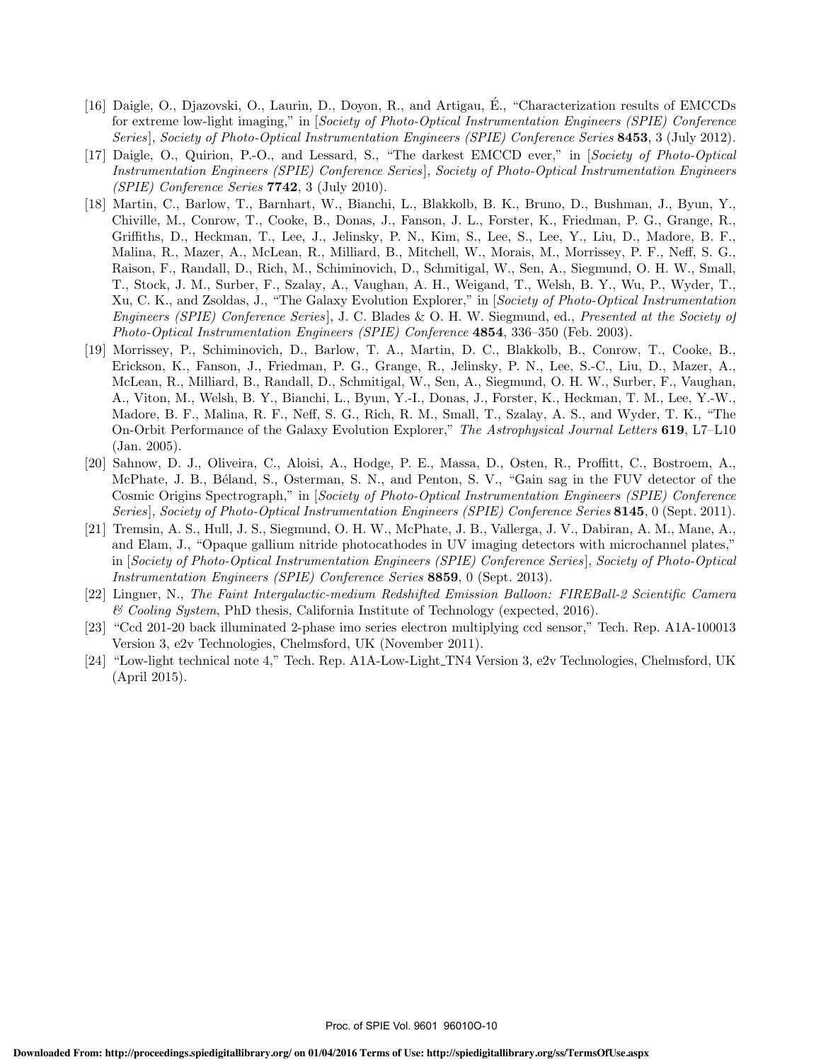[16] Daigle, O., Djazovski, O., Laurin, D., Doyon, R., and Artigau, É., "Characterization results of EMCCDs for extreme low-light imaging," in [*Society of Photo-Optical Instrumentation Engineers (SPIE) Conference Series*], *Society of Photo-Optical Instrumentation Engineers (SPIE) Conference Series* **8453**, 3 (July 2012).

[17] Daigle, O., Quirion, P.-O., and Lessard, S., "The darkest EMCCD ever," in [*Society of Photo-Optical Instrumentation Engineers (SPIE) Conference Series*], *Society of Photo-Optical Instrumentation Engineers (SPIE) Conference Series* **7742**, 3 (July 2010).

[18] Martin, C., Barlow, T., Barnhart, W., Bianchi, L., Blakkolb, B. K., Bruno, D., Bushman, J., Byun, Y., Chiville, M., Conrow, T., Cooke, B., Donas, J., Fanson, J. L., Forster, K., Friedman, P. G., Grange, R., Griffiths, D., Heckman, T., Lee, J., Jelinsky, P. N., Kim, S., Lee, S., Lee, Y., Liu, D., Madore, B. F., Malina, R., Mazer, A., McLean, R., Milliard, B., Mitchell, W., Morais, M., Morrissey, P. F., Neff, S. G., Raison, F., Randall, D., Rich, M., Schiminovich, D., Schmitigal, W., Sen, A., Siegmund, O. H. W., Small, T., Stock, J. M., Surber, F., Szalay, A., Vaughan, A. H., Weigand, T., Welsh, B. Y., Wu, P., Wyder, T., Xu, C. K., and Zsoldas, J., "The Galaxy Evolution Explorer," in [*Society of Photo-Optical Instrumentation Engineers (SPIE) Conference Series*], J. C. Blades & O. H. W. Siegmund, ed., *Presented at the Society of Photo-Optical Instrumentation Engineers (SPIE) Conference* **4854**, 336–350 (Feb. 2003).

[19] Morrissey, P., Schiminovich, D., Barlow, T. A., Martin, D. C., Blakkolb, B., Conrow, T., Cooke, B., Erickson, K., Fanson, J., Friedman, P. G., Grange, R., Jelinsky, P. N., Lee, S.-C., Liu, D., Mazer, A., McLean, R., Milliard, B., Randall, D., Schmitigal, W., Sen, A., Siegmund, O. H. W., Surber, F., Vaughan, A., Viton, M., Welsh, B. Y., Bianchi, L., Byun, Y.-I., Donas, J., Forster, K., Heckman, T. M., Lee, Y.-W., Madore, B. F., Malina, R. F., Neff, S. G., Rich, R. M., Small, T., Szalay, A. S., and Wyder, T. K., "The On-Orbit Performance of the Galaxy Evolution Explorer," *The Astrophysical Journal Letters* **619**, L7–L10 (Jan. 2005).

[20] Sahnow, D. J., Oliveira, C., Aloisi, A., Hodge, P. E., Massa, D., Osten, R., Proffitt, C., Bostroem, A., McPhate, J. B., Béland, S., Osterman, S. N., and Penton, S. V., "Gain sag in the FUV detector of the Cosmic Origins Spectrograph," in [*Society of Photo-Optical Instrumentation Engineers (SPIE) Conference Series*], *Society of Photo-Optical Instrumentation Engineers (SPIE) Conference Series* **8145**, 0 (Sept. 2011).

[21] Tremsin, A. S., Hull, J. S., Siegmund, O. H. W., McPhate, J. B., Vallerga, J. V., Dabiran, A. M., Mane, A., and Elam, J., "Opaque gallium nitride photocathodes in UV imaging detectors with microchannel plates," in [*Society of Photo-Optical Instrumentation Engineers (SPIE) Conference Series*], *Society of Photo-Optical Instrumentation Engineers (SPIE) Conference Series* **8859**, 0 (Sept. 2013).

[22] Lingner, N., *The Faint Intergalactic-medium Redshifted Emission Balloon: FIREBall-2 Scientific Camera & Cooling System*, PhD thesis, California Institute of Technology (expected, 2016).

[23] "Ccd 201-20 back illuminated 2-phase imo series electron multiplying ccd sensor," Tech. Rep. A1A-100013 Version 3, e2v Technologies, Chelmsford, UK (November 2011).

[24] "Low-light technical note 4," Tech. Rep. A1A-Low-Light_TN4 Version 3, e2v Technologies, Chelmsford, UK (April 2015).